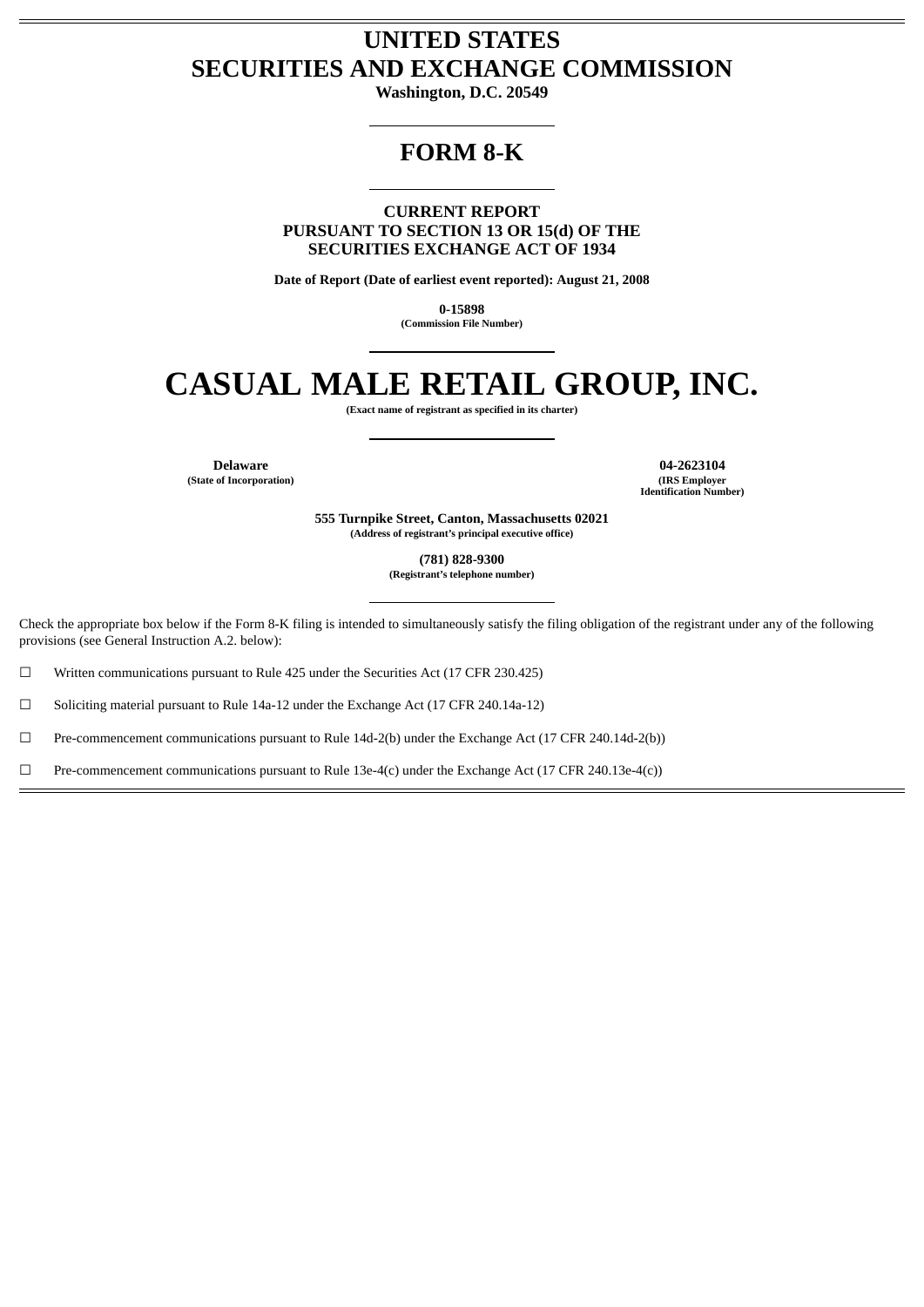# UNITED STATES
# SECURITIES AND EXCHANGE COMMISSION

**Washington, D.C. 20549**

---

# FORM 8-K

---

**CURRENT REPORT**
**PURSUANT TO SECTION 13 OR 15(d) OF THE**
**SECURITIES EXCHANGE ACT OF 1934**

**Date of Report (Date of earliest event reported): August 21, 2008**

**0-15898**
**(Commission File Number)**

---

# CASUAL MALE RETAIL GROUP, INC.

**(Exact name of registrant as specified in its charter)**

---

| **Delaware** | **04-2623104** |
|---|---|
| **(State of Incorporation)** | **(IRS Employer Identification Number)** |

**555 Turnpike Street, Canton, Massachusetts 02021**
**(Address of registrant's principal executive office)**

**(781) 828-9300**
**(Registrant's telephone number)**

---

Check the appropriate box below if the Form 8-K filing is intended to simultaneously satisfy the filing obligation of the registrant under any of the following provisions (see General Instruction A.2. below):

☐ Written communications pursuant to Rule 425 under the Securities Act (17 CFR 230.425)

☐ Soliciting material pursuant to Rule 14a-12 under the Exchange Act (17 CFR 240.14a-12)

☐ Pre-commencement communications pursuant to Rule 14d-2(b) under the Exchange Act (17 CFR 240.14d-2(b))

☐ Pre-commencement communications pursuant to Rule 13e-4(c) under the Exchange Act (17 CFR 240.13e-4(c))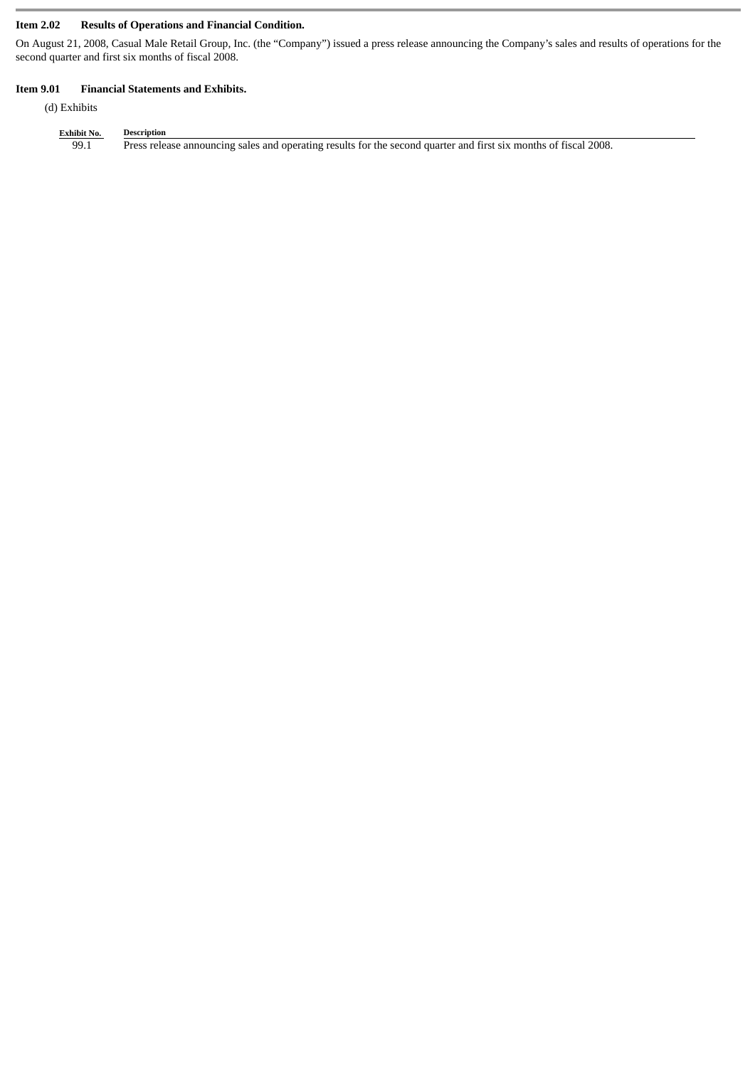**Item 2.02 Results of Operations and Financial Condition.**

On August 21, 2008, Casual Male Retail Group, Inc. (the "Company") issued a press release announcing the Company's sales and results of operations for the second quarter and first six months of fiscal 2008.

**Item 9.01 Financial Statements and Exhibits.**

(d) Exhibits

| Exhibit No. | Description |
|---|---|
| 99.1 | Press release announcing sales and operating results for the second quarter and first six months of fiscal 2008. |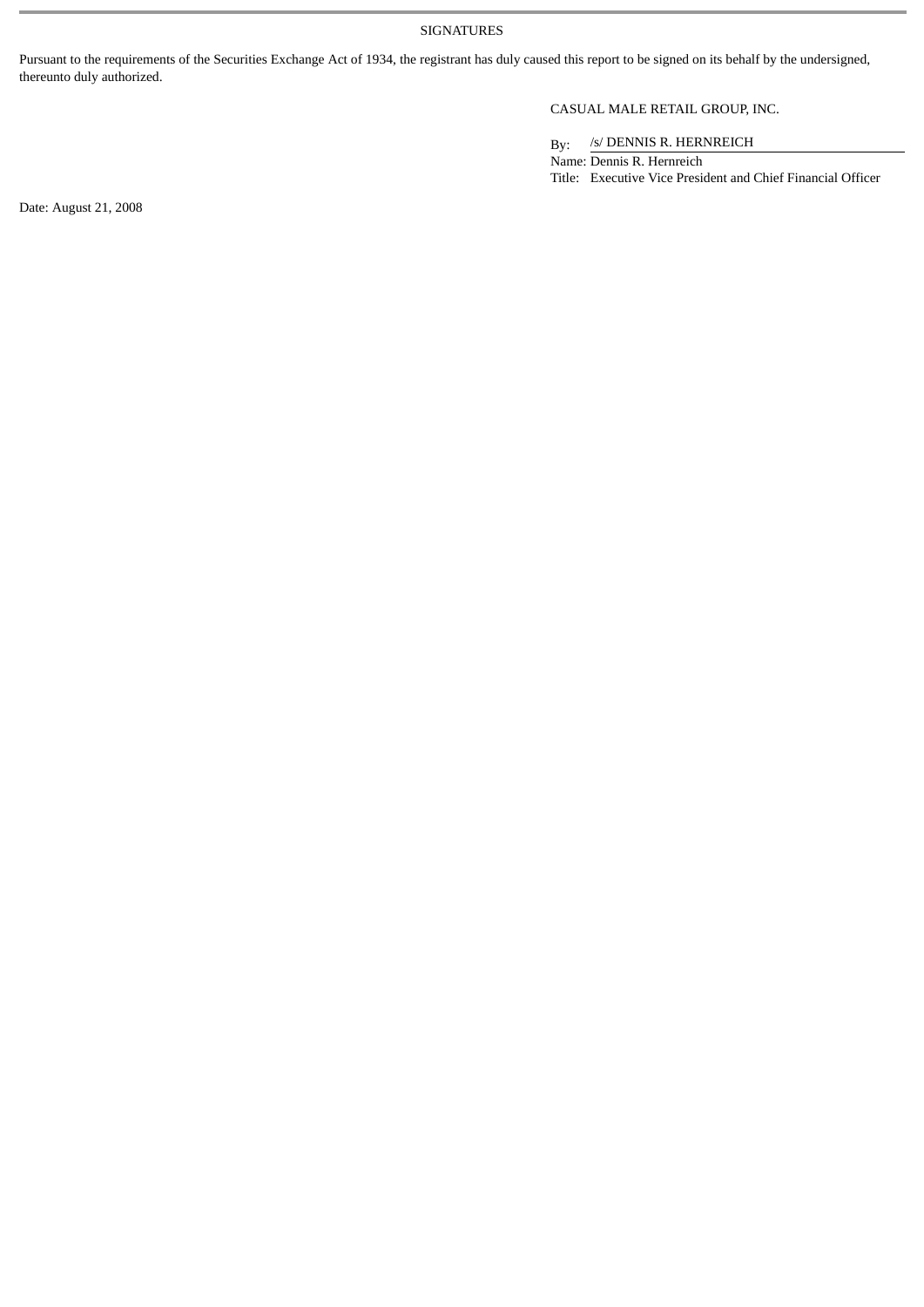SIGNATURES

Pursuant to the requirements of the Securities Exchange Act of 1934, the registrant has duly caused this report to be signed on its behalf by the undersigned, thereunto duly authorized.

CASUAL MALE RETAIL GROUP, INC.

By: /s/ DENNIS R. HERNREICH
Name: Dennis R. Hernreich
Title: Executive Vice President and Chief Financial Officer

Date: August 21, 2008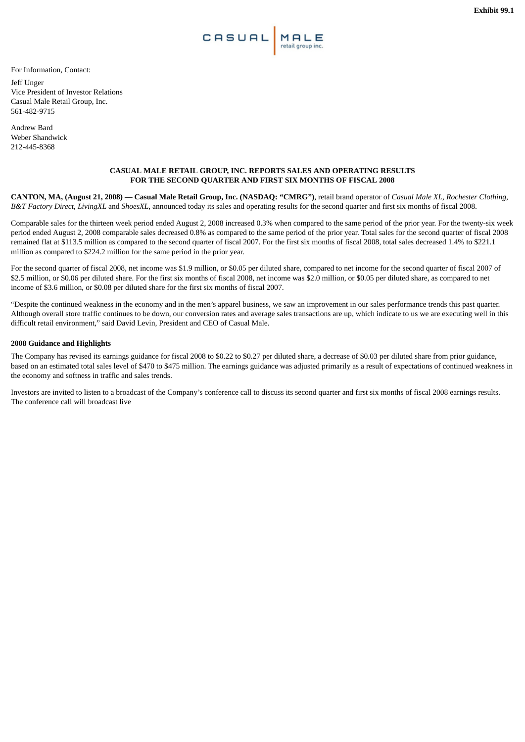**Exhibit 99.1**

CASUAL MALE retail group inc.

For Information, Contact:

Jeff Unger
Vice President of Investor Relations
Casual Male Retail Group, Inc.
561-482-9715

Andrew Bard
Weber Shandwick
212-445-8368

**CASUAL MALE RETAIL GROUP, INC. REPORTS SALES AND OPERATING RESULTS FOR THE SECOND QUARTER AND FIRST SIX MONTHS OF FISCAL 2008**

**CANTON, MA, (August 21, 2008) — Casual Male Retail Group, Inc. (NASDAQ: "CMRG")**, retail brand operator of *Casual Male XL*, *Rochester Clothing*, *B&T Factory Direct*, *LivingXL* and *ShoesXL*, announced today its sales and operating results for the second quarter and first six months of fiscal 2008.

Comparable sales for the thirteen week period ended August 2, 2008 increased 0.3% when compared to the same period of the prior year. For the twenty-six week period ended August 2, 2008 comparable sales decreased 0.8% as compared to the same period of the prior year. Total sales for the second quarter of fiscal 2008 remained flat at $113.5 million as compared to the second quarter of fiscal 2007. For the first six months of fiscal 2008, total sales decreased 1.4% to $221.1 million as compared to $224.2 million for the same period in the prior year.

For the second quarter of fiscal 2008, net income was $1.9 million, or $0.05 per diluted share, compared to net income for the second quarter of fiscal 2007 of $2.5 million, or $0.06 per diluted share. For the first six months of fiscal 2008, net income was $2.0 million, or $0.05 per diluted share, as compared to net income of $3.6 million, or $0.08 per diluted share for the first six months of fiscal 2007.

"Despite the continued weakness in the economy and in the men's apparel business, we saw an improvement in our sales performance trends this past quarter. Although overall store traffic continues to be down, our conversion rates and average sales transactions are up, which indicate to us we are executing well in this difficult retail environment," said David Levin, President and CEO of Casual Male.

**2008 Guidance and Highlights**

The Company has revised its earnings guidance for fiscal 2008 to $0.22 to $0.27 per diluted share, a decrease of $0.03 per diluted share from prior guidance, based on an estimated total sales level of $470 to $475 million. The earnings guidance was adjusted primarily as a result of expectations of continued weakness in the economy and softness in traffic and sales trends.

Investors are invited to listen to a broadcast of the Company's conference call to discuss its second quarter and first six months of fiscal 2008 earnings results. The conference call will broadcast live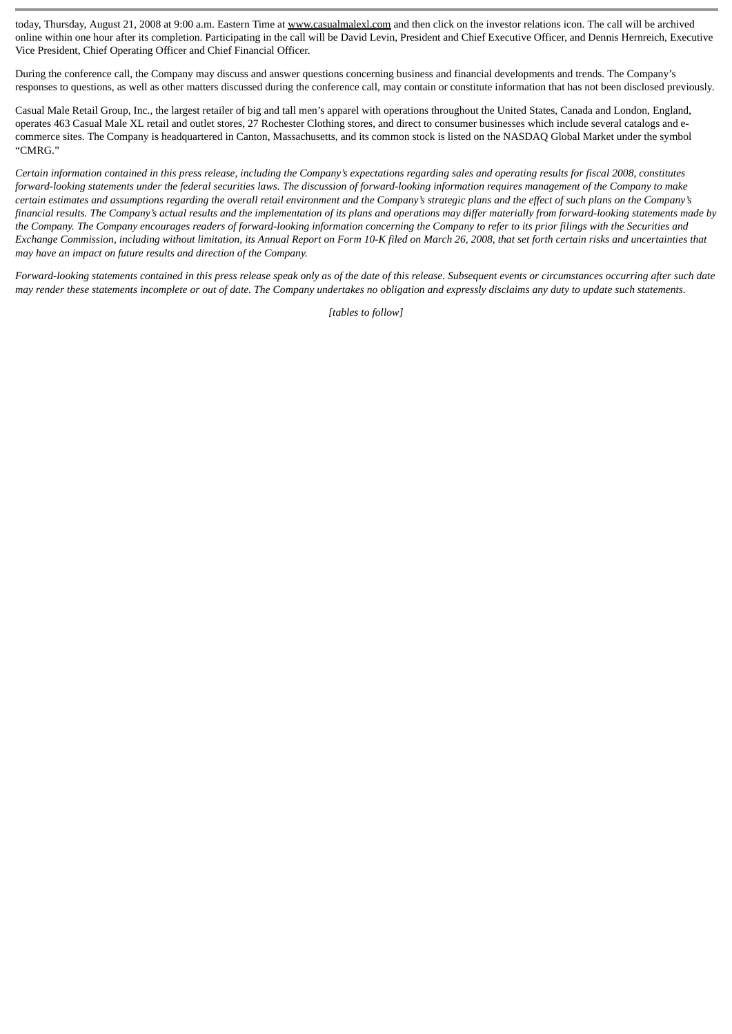today, Thursday, August 21, 2008 at 9:00 a.m. Eastern Time at www.casualmalexl.com and then click on the investor relations icon. The call will be archived online within one hour after its completion. Participating in the call will be David Levin, President and Chief Executive Officer, and Dennis Hernreich, Executive Vice President, Chief Operating Officer and Chief Financial Officer.

During the conference call, the Company may discuss and answer questions concerning business and financial developments and trends. The Company's responses to questions, as well as other matters discussed during the conference call, may contain or constitute information that has not been disclosed previously.

Casual Male Retail Group, Inc., the largest retailer of big and tall men's apparel with operations throughout the United States, Canada and London, England, operates 463 Casual Male XL retail and outlet stores, 27 Rochester Clothing stores, and direct to consumer businesses which include several catalogs and e-commerce sites. The Company is headquartered in Canton, Massachusetts, and its common stock is listed on the NASDAQ Global Market under the symbol "CMRG."

*Certain information contained in this press release, including the Company's expectations regarding sales and operating results for fiscal 2008, constitutes forward-looking statements under the federal securities laws. The discussion of forward-looking information requires management of the Company to make certain estimates and assumptions regarding the overall retail environment and the Company's strategic plans and the effect of such plans on the Company's financial results. The Company's actual results and the implementation of its plans and operations may differ materially from forward-looking statements made by the Company. The Company encourages readers of forward-looking information concerning the Company to refer to its prior filings with the Securities and Exchange Commission, including without limitation, its Annual Report on Form 10-K filed on March 26, 2008, that set forth certain risks and uncertainties that may have an impact on future results and direction of the Company.*

*Forward-looking statements contained in this press release speak only as of the date of this release. Subsequent events or circumstances occurring after such date may render these statements incomplete or out of date. The Company undertakes no obligation and expressly disclaims any duty to update such statements.*

*[tables to follow]*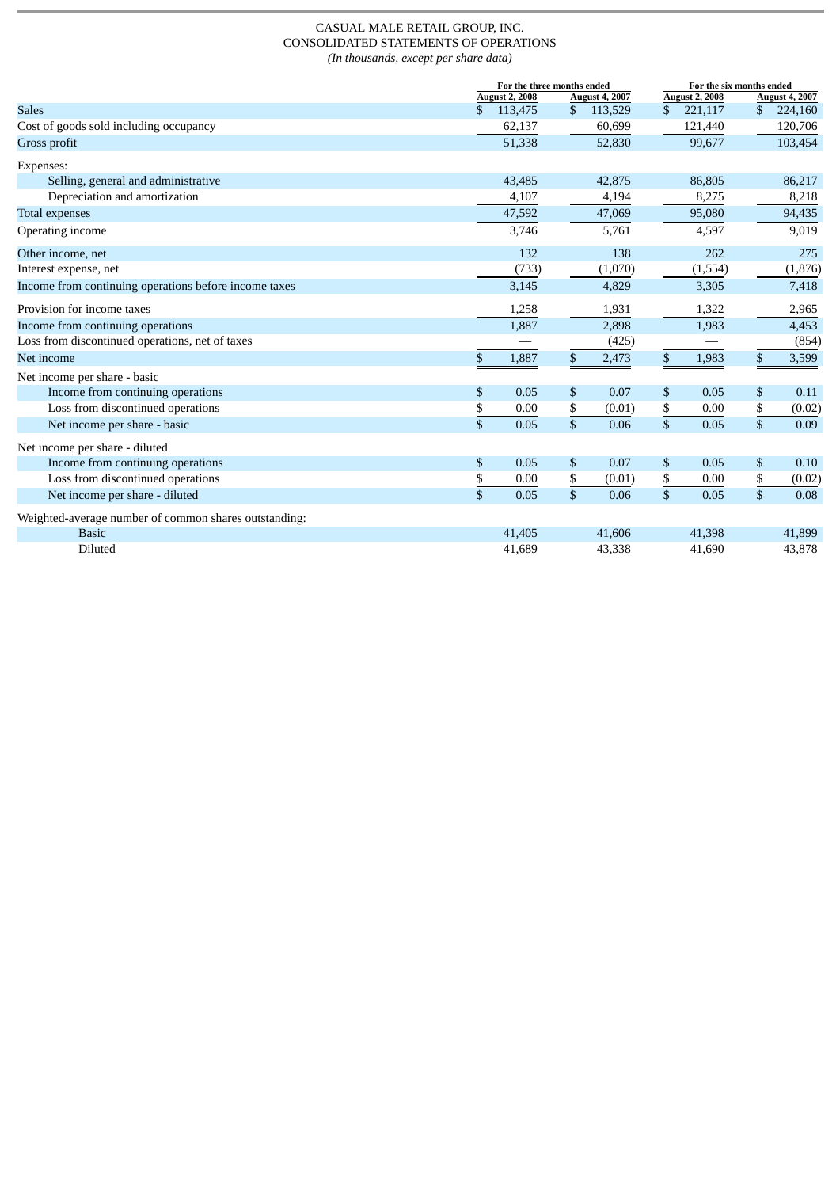CASUAL MALE RETAIL GROUP, INC.
CONSOLIDATED STATEMENTS OF OPERATIONS
*(In thousands, except per share data)*

| | For the three months ended | | For the six months ended | |
|---|---|---|---|---|
| | August 2, 2008 | August 4, 2007 | August 2, 2008 | August 4, 2007 |
| Sales | $ 113,475 | $ 113,529 | $ 221,117 | $ 224,160 |
| Cost of goods sold including occupancy | 62,137 | 60,699 | 121,440 | 120,706 |
| Gross profit | 51,338 | 52,830 | 99,677 | 103,454 |
| Expenses: | | | | |
| Selling, general and administrative | 43,485 | 42,875 | 86,805 | 86,217 |
| Depreciation and amortization | 4,107 | 4,194 | 8,275 | 8,218 |
| Total expenses | 47,592 | 47,069 | 95,080 | 94,435 |
| Operating income | 3,746 | 5,761 | 4,597 | 9,019 |
| Other income, net | 132 | 138 | 262 | 275 |
| Interest expense, net | (733) | (1,070) | (1,554) | (1,876) |
| Income from continuing operations before income taxes | 3,145 | 4,829 | 3,305 | 7,418 |
| Provision for income taxes | 1,258 | 1,931 | 1,322 | 2,965 |
| Income from continuing operations | 1,887 | 2,898 | 1,983 | 4,453 |
| Loss from discontinued operations, net of taxes | — | (425) | — | (854) |
| Net income | $ 1,887 | $ 2,473 | $ 1,983 | $ 3,599 |
| Net income per share - basic | | | | |
| Income from continuing operations | $ 0.05 | $ 0.07 | $ 0.05 | $ 0.11 |
| Loss from discontinued operations | $ 0.00 | $ (0.01) | $ 0.00 | $ (0.02) |
| Net income per share - basic | $ 0.05 | $ 0.06 | $ 0.05 | $ 0.09 |
| Net income per share - diluted | | | | |
| Income from continuing operations | $ 0.05 | $ 0.07 | $ 0.05 | $ 0.10 |
| Loss from discontinued operations | $ 0.00 | $ (0.01) | $ 0.00 | $ (0.02) |
| Net income per share - diluted | $ 0.05 | $ 0.06 | $ 0.05 | $ 0.08 |
| Weighted-average number of common shares outstanding: | | | | |
| Basic | 41,405 | 41,606 | 41,398 | 41,899 |
| Diluted | 41,689 | 43,338 | 41,690 | 43,878 |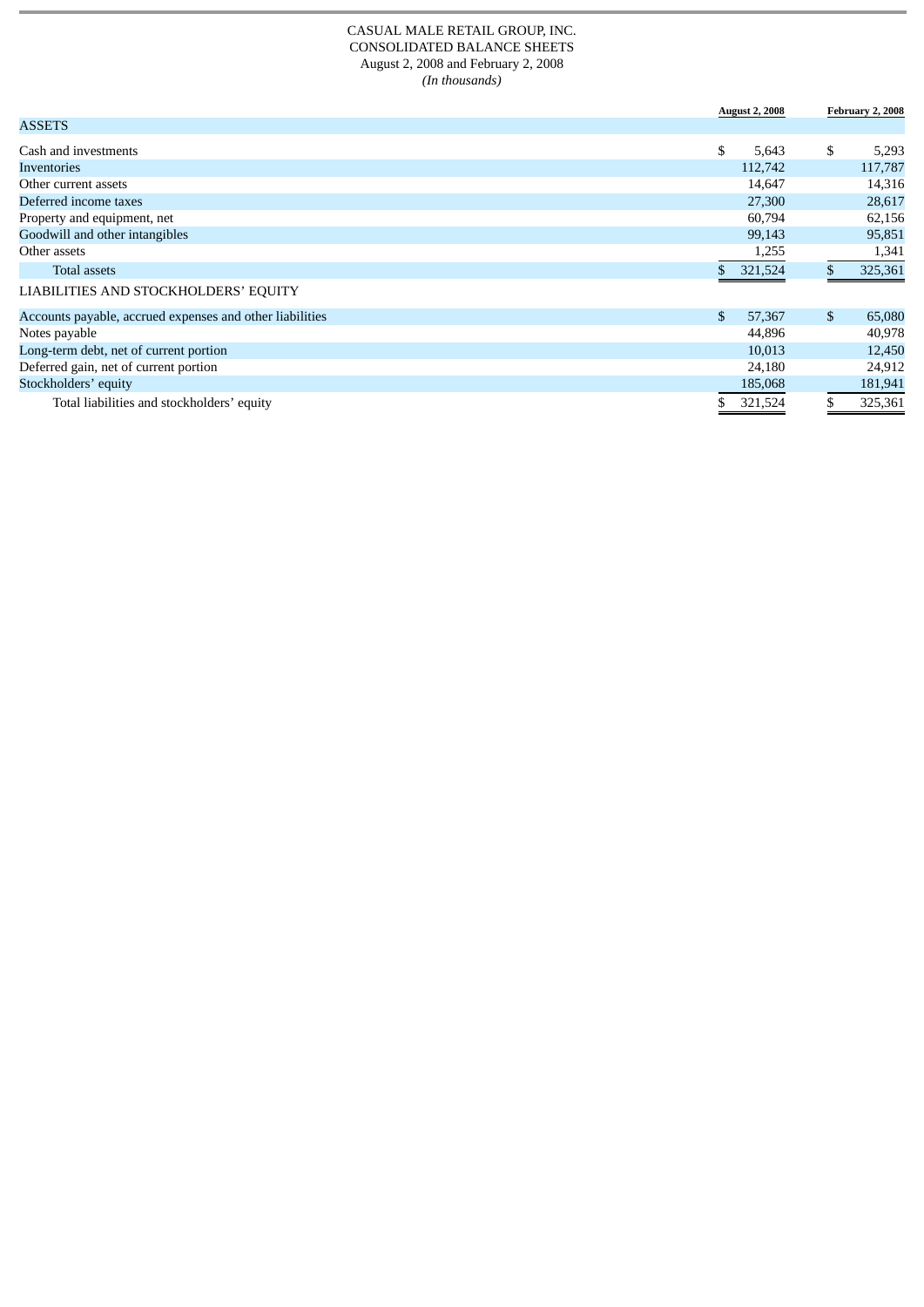CASUAL MALE RETAIL GROUP, INC.
CONSOLIDATED BALANCE SHEETS
August 2, 2008 and February 2, 2008
*(In thousands)*

| | August 2, 2008 | February 2, 2008 |
|---|---|---|
| ASSETS | | |
| Cash and investments | $ 5,643 | $ 5,293 |
| Inventories | 112,742 | 117,787 |
| Other current assets | 14,647 | 14,316 |
| Deferred income taxes | 27,300 | 28,617 |
| Property and equipment, net | 60,794 | 62,156 |
| Goodwill and other intangibles | 99,143 | 95,851 |
| Other assets | 1,255 | 1,341 |
| Total assets | $ 321,524 | $ 325,361 |
| LIABILITIES AND STOCKHOLDERS' EQUITY | | |
| Accounts payable, accrued expenses and other liabilities | $ 57,367 | $ 65,080 |
| Notes payable | 44,896 | 40,978 |
| Long-term debt, net of current portion | 10,013 | 12,450 |
| Deferred gain, net of current portion | 24,180 | 24,912 |
| Stockholders' equity | 185,068 | 181,941 |
| Total liabilities and stockholders' equity | $ 321,524 | $ 325,361 |